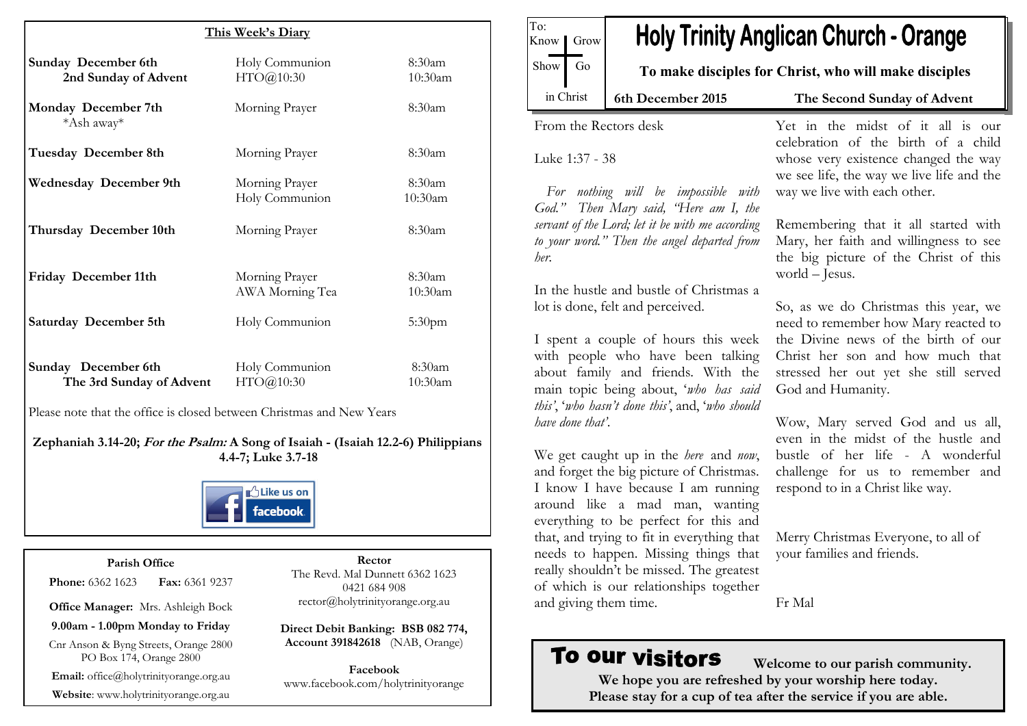## This Week's Diary

| | | |
|---|---|---|
| **Sunday December 6th** **2nd Sunday of Advent** | Holy Communion HTO@10:30 | 8:30am 10:30am |
| **Monday December 7th** *Ash away* | Morning Prayer | 8:30am |
| **Tuesday December 8th** | Morning Prayer | 8:30am |
| **Wednesday December 9th** | Morning Prayer Holy Communion | 8:30am 10:30am |
| **Thursday December 10th** | Morning Prayer | 8:30am |
| **Friday December 11th** | Morning Prayer AWA Morning Tea | 8:30am 10:30am |
| **Saturday December 5th** | Holy Communion | 5:30pm |
| **Sunday December 6th** **The 3rd Sunday of Advent** | Holy Communion HTO@10:30 | 8:30am 10:30am |

Please note that the office is closed between Christmas and New Years

**Zephaniah 3.14-20; *For the Psalm:* A Song of Isaiah - (Isaiah 12.2-6) Philippians 4.4-7; Luke 3.7-18**

Like us on facebook

**Parish Office**

**Phone:** 6362 1623 **Fax:** 6361 9237

**Office Manager:** Mrs. Ashleigh Bock

**9.00am - 1.00pm Monday to Friday**

Cnr Anson & Byng Streets, Orange 2800
PO Box 174, Orange 2800

**Email:** office@holytrinityorange.org.au

**Website**: www.holytrinityorange.org.au

**Rector**

The Revd. Mal Dunnett 6362 1623
0421 684 908
rector@holytrinityorange.org.au

**Direct Debit Banking: BSB 082 774, Account 391842618** (NAB, Orange)

**Facebook**
www.facebook.com/holytrinityorange

To: Know Grow Show Go in Christ

# Holy Trinity Anglican Church - Orange

**To make disciples for Christ, who will make disciples**

**6th December 2015** **The Second Sunday of Advent**

From the Rectors desk

Luke 1:37 - 38

*For nothing will be impossible with God." Then Mary said, "Here am I, the servant of the Lord; let it be with me according to your word." Then the angel departed from her.*

In the hustle and bustle of Christmas a lot is done, felt and perceived.

I spent a couple of hours this week with people who have been talking about family and friends. With the main topic being about, '*who has said this*', '*who hasn't done this*', and, '*who should have done that'*.

We get caught up in the *here* and *now*, and forget the big picture of Christmas. I know I have because I am running around like a mad man, wanting everything to be perfect for this and that, and trying to fit in everything that needs to happen. Missing things that really shouldn't be missed. The greatest of which is our relationships together and giving them time.

Yet in the midst of it all is our celebration of the birth of a child whose very existence changed the way we see life, the way we live life and the way we live with each other.

Remembering that it all started with Mary, her faith and willingness to see the big picture of the Christ of this world – Jesus.

So, as we do Christmas this year, we need to remember how Mary reacted to the Divine news of the birth of our Christ her son and how much that stressed her out yet she still served God and Humanity.

Wow, Mary served God and us all, even in the midst of the hustle and bustle of her life - A wonderful challenge for us to remember and respond to in a Christ like way.

Merry Christmas Everyone, to all of your families and friends.

Fr Mal

## To our visitors

**Welcome to our parish community.**
**We hope you are refreshed by your worship here today.**
**Please stay for a cup of tea after the service if you are able.**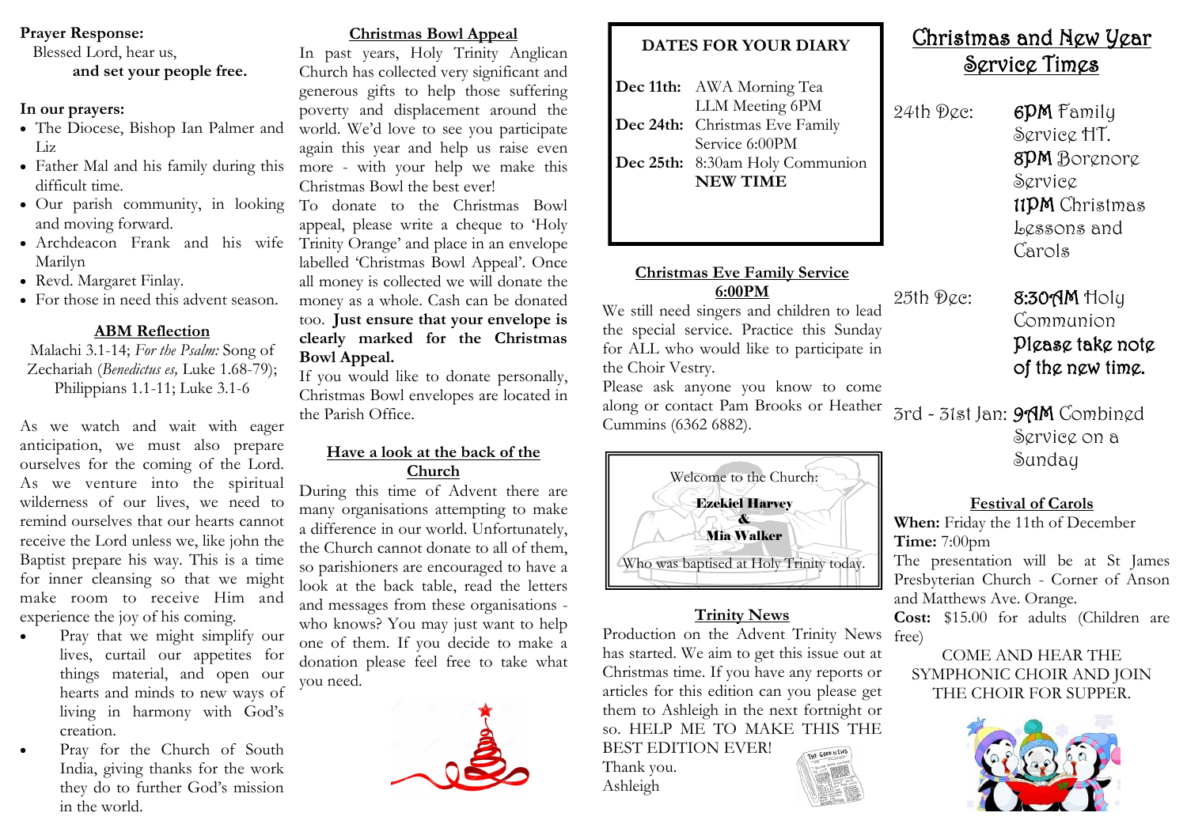**Prayer Response:**
Blessed Lord, hear us,
**and set your people free.**

**In our prayers:**

- The Diocese, Bishop Ian Palmer and Liz
- Father Mal and his family during this difficult time.
- Our parish community, in looking and moving forward.
- Archdeacon Frank and his wife Marilyn
- Revd. Margaret Finlay.
- For those in need this advent season.

## ABM Reflection

Malachi 3.1-14; *For the Psalm:* Song of Zechariah (*Benedictus es,* Luke 1.68-79); Philippians 1.1-11; Luke 3.1-6

As we watch and wait with eager anticipation, we must also prepare ourselves for the coming of the Lord. As we venture into the spiritual wilderness of our lives, we need to remind ourselves that our hearts cannot receive the Lord unless we, like john the Baptist prepare his way. This is a time for inner cleansing so that we might make room to receive Him and experience the joy of his coming.

- Pray that we might simplify our lives, curtail our appetites for things material, and open our hearts and minds to new ways of living in harmony with God's creation.
- Pray for the Church of South India, giving thanks for the work they do to further God's mission in the world.

## Christmas Bowl Appeal

In past years, Holy Trinity Anglican Church has collected very significant and generous gifts to help those suffering poverty and displacement around the world. We'd love to see you participate again this year and help us raise even more - with your help we make this Christmas Bowl the best ever!

To donate to the Christmas Bowl appeal, please write a cheque to 'Holy Trinity Orange' and place in an envelope labelled 'Christmas Bowl Appeal'. Once all money is collected we will donate the money as a whole. Cash can be donated too. **Just ensure that your envelope is clearly marked for the Christmas Bowl Appeal.**

If you would like to donate personally, Christmas Bowl envelopes are located in the Parish Office.

## Have a look at the back of the Church

During this time of Advent there are many organisations attempting to make a difference in our world. Unfortunately, the Church cannot donate to all of them, so parishioners are encouraged to have a look at the back table, read the letters and messages from these organisations - who knows? You may just want to help one of them. If you decide to make a donation please feel free to take what you need.

## DATES FOR YOUR DIARY

**Dec 11th:** AWA Morning Tea
LLM Meeting 6PM
**Dec 24th:** Christmas Eve Family Service 6:00PM
**Dec 25th:** 8:30am Holy Communion
**NEW TIME**

## Christmas Eve Family Service 6:00PM

We still need singers and children to lead the special service. Practice this Sunday for ALL who would like to participate in the Choir Vestry.

Please ask anyone you know to come along or contact Pam Brooks or Heather Cummins (6362 6882).

Welcome to the Church:
**Ezekiel Harvey**
**&**
**Mia Walker**
Who was baptised at Holy Trinity today.

## Trinity News

Production on the Advent Trinity News has started. We aim to get this issue out at Christmas time. If you have any reports or articles for this edition can you please get them to Ashleigh in the next fortnight or so. HELP ME TO MAKE THIS THE BEST EDITION EVER!

Thank you.
Ashleigh

## Christmas and New Year Service Times

24th Dec: **6PM** Family Service HT.
**8PM** Borenore Service
**11PM** Christmas Lessons and Carols

25th Dec: **8:30AM** Holy Communion
**Please take note of the new time.**

3rd - 31st Jan: **9AM** Combined Service on a Sunday

## Festival of Carols

**When:** Friday the 11th of December
**Time:** 7:00pm
The presentation will be at St James Presbyterian Church - Corner of Anson and Matthews Ave. Orange.
**Cost:** $15.00 for adults (Children are free)

COME AND HEAR THE SYMPHONIC CHOIR AND JOIN THE CHOIR FOR SUPPER.